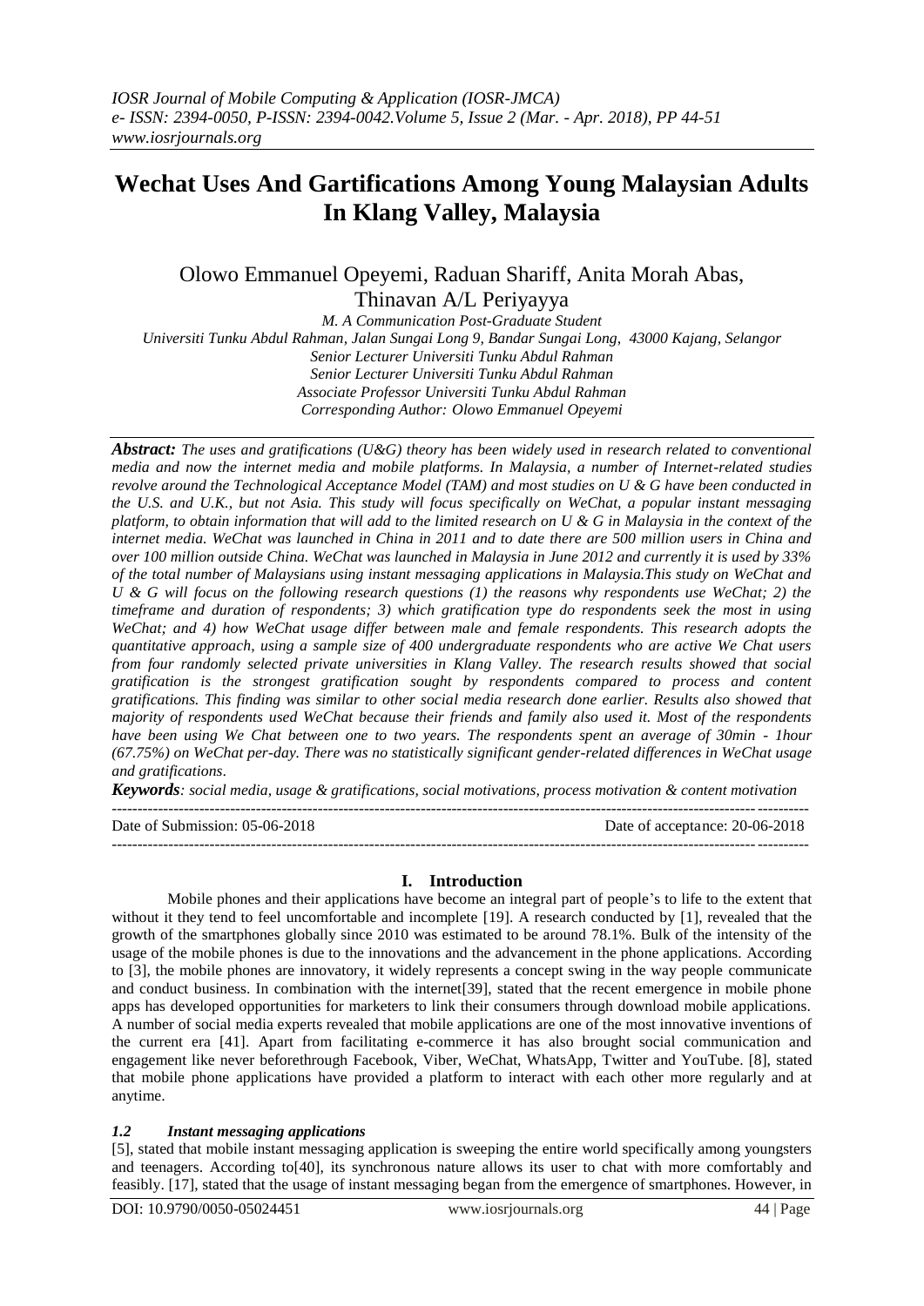# Wechat Uses And Gartifications Among Young Malaysian Adults In Klang Valley, Malaysia

Olowo Emmanuel Opeyemi, Raduan Shariff, Anita Morah Abas, Thinavan A/L Periyayya

*M. A Communication Post-Graduate Student*
*Universiti Tunku Abdul Rahman, Jalan Sungai Long 9, Bandar Sungai Long, 43000 Kajang, Selangor*
*Senior Lecturer Universiti Tunku Abdul Rahman*
*Senior Lecturer Universiti Tunku Abdul Rahman*
*Associate Professor Universiti Tunku Abdul Rahman*
*Corresponding Author: Olowo Emmanuel Opeyemi*

***Abstract:*** *The uses and gratifications (U&G) theory has been widely used in research related to conventional media and now the internet media and mobile platforms. In Malaysia, a number of Internet-related studies revolve around the Technological Acceptance Model (TAM) and most studies on U & G have been conducted in the U.S. and U.K., but not Asia. This study will focus specifically on WeChat, a popular instant messaging platform, to obtain information that will add to the limited research on U & G in Malaysia in the context of the internet media. WeChat was launched in China in 2011 and to date there are 500 million users in China and over 100 million outside China. WeChat was launched in Malaysia in June 2012 and currently it is used by 33% of the total number of Malaysians using instant messaging applications in Malaysia.This study on WeChat and U & G will focus on the following research questions (1) the reasons why respondents use WeChat; 2) the timeframe and duration of respondents; 3) which gratification type do respondents seek the most in using WeChat; and 4) how WeChat usage differ between male and female respondents. This research adopts the quantitative approach, using a sample size of 400 undergraduate respondents who are active We Chat users from four randomly selected private universities in Klang Valley. The research results showed that social gratification is the strongest gratification sought by respondents compared to process and content gratifications. This finding was similar to other social media research done earlier. Results also showed that majority of respondents used WeChat because their friends and family also used it. Most of the respondents have been using We Chat between one to two years. The respondents spent an average of 30min - 1hour (67.75%) on WeChat per-day. There was no statistically significant gender-related differences in WeChat usage and gratifications.*

***Keywords****: social media, usage & gratifications, social motivations, process motivation & content motivation*

---

Date of Submission: 05-06-2018 Date of acceptance: 20-06-2018

---

## I. Introduction

Mobile phones and their applications have become an integral part of people's to life to the extent that without it they tend to feel uncomfortable and incomplete [19]. A research conducted by [1], revealed that the growth of the smartphones globally since 2010 was estimated to be around 78.1%. Bulk of the intensity of the usage of the mobile phones is due to the innovations and the advancement in the phone applications. According to [3], the mobile phones are innovatory, it widely represents a concept swing in the way people communicate and conduct business. In combination with the internet[39], stated that the recent emergence in mobile phone apps has developed opportunities for marketers to link their consumers through download mobile applications. A number of social media experts revealed that mobile applications are one of the most innovative inventions of the current era [41]. Apart from facilitating e-commerce it has also brought social communication and engagement like never beforethrough Facebook, Viber, WeChat, WhatsApp, Twitter and YouTube. [8], stated that mobile phone applications have provided a platform to interact with each other more regularly and at anytime.

### *1.2 Instant messaging applications*

[5], stated that mobile instant messaging application is sweeping the entire world specifically among youngsters and teenagers. According to[40], its synchronous nature allows its user to chat with more comfortably and feasibly. [17], stated that the usage of instant messaging began from the emergence of smartphones. However, in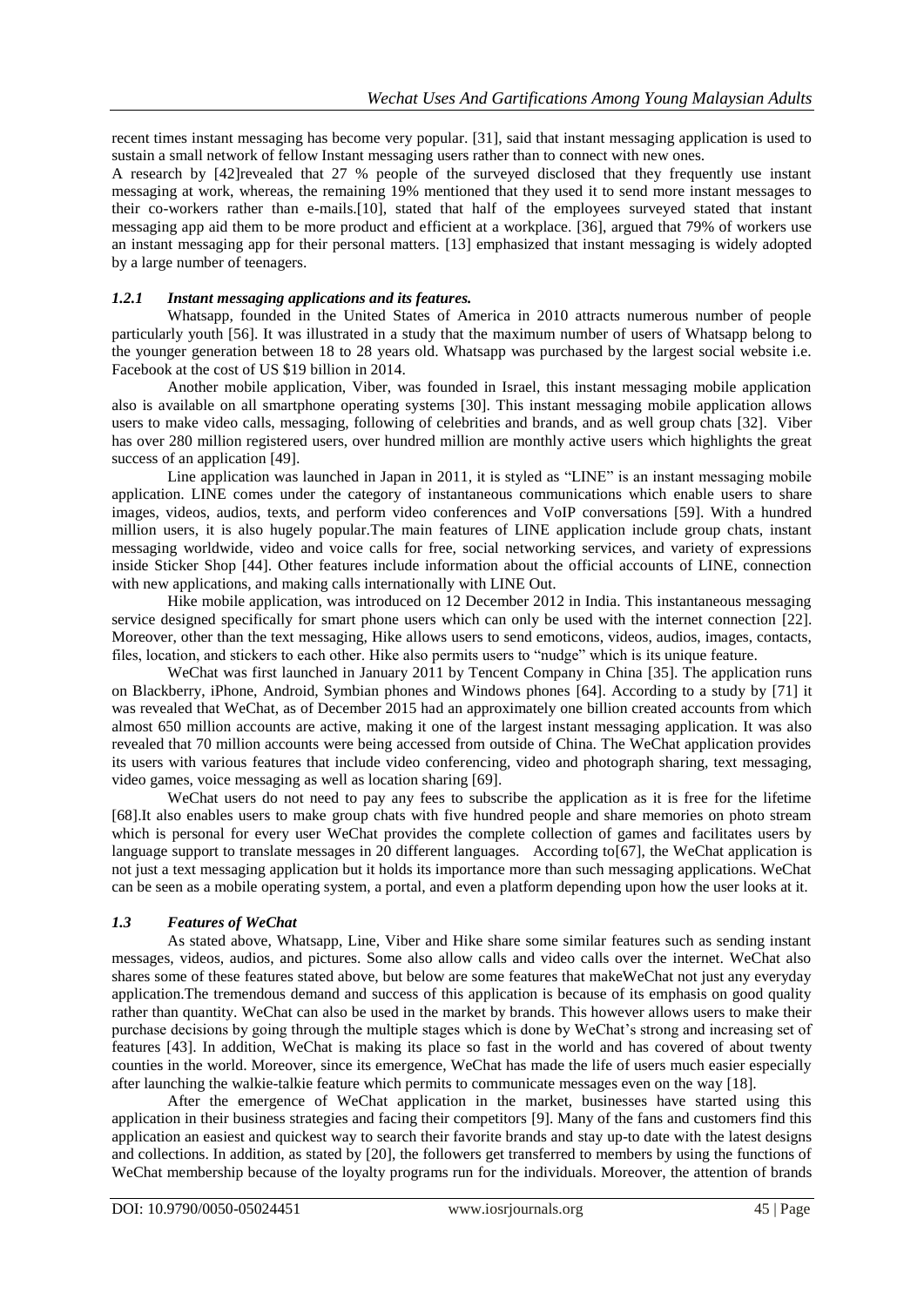recent times instant messaging has become very popular. [31], said that instant messaging application is used to sustain a small network of fellow Instant messaging users rather than to connect with new ones.

A research by [42]revealed that 27 % people of the surveyed disclosed that they frequently use instant messaging at work, whereas, the remaining 19% mentioned that they used it to send more instant messages to their co-workers rather than e-mails.[10], stated that half of the employees surveyed stated that instant messaging app aid them to be more product and efficient at a workplace. [36], argued that 79% of workers use an instant messaging app for their personal matters. [13] emphasized that instant messaging is widely adopted by a large number of teenagers.

### *1.2.1 Instant messaging applications and its features.*

Whatsapp, founded in the United States of America in 2010 attracts numerous number of people particularly youth [56]. It was illustrated in a study that the maximum number of users of Whatsapp belong to the younger generation between 18 to 28 years old. Whatsapp was purchased by the largest social website i.e. Facebook at the cost of US $19 billion in 2014.

Another mobile application, Viber, was founded in Israel, this instant messaging mobile application also is available on all smartphone operating systems [30]. This instant messaging mobile application allows users to make video calls, messaging, following of celebrities and brands, and as well group chats [32]. Viber has over 280 million registered users, over hundred million are monthly active users which highlights the great success of an application [49].

Line application was launched in Japan in 2011, it is styled as "LINE" is an instant messaging mobile application. LINE comes under the category of instantaneous communications which enable users to share images, videos, audios, texts, and perform video conferences and VoIP conversations [59]. With a hundred million users, it is also hugely popular.The main features of LINE application include group chats, instant messaging worldwide, video and voice calls for free, social networking services, and variety of expressions inside Sticker Shop [44]. Other features include information about the official accounts of LINE, connection with new applications, and making calls internationally with LINE Out.

Hike mobile application, was introduced on 12 December 2012 in India. This instantaneous messaging service designed specifically for smart phone users which can only be used with the internet connection [22]. Moreover, other than the text messaging, Hike allows users to send emoticons, videos, audios, images, contacts, files, location, and stickers to each other. Hike also permits users to "nudge" which is its unique feature.

WeChat was first launched in January 2011 by Tencent Company in China [35]. The application runs on Blackberry, iPhone, Android, Symbian phones and Windows phones [64]. According to a study by [71] it was revealed that WeChat, as of December 2015 had an approximately one billion created accounts from which almost 650 million accounts are active, making it one of the largest instant messaging application. It was also revealed that 70 million accounts were being accessed from outside of China. The WeChat application provides its users with various features that include video conferencing, video and photograph sharing, text messaging, video games, voice messaging as well as location sharing [69].

WeChat users do not need to pay any fees to subscribe the application as it is free for the lifetime [68].It also enables users to make group chats with five hundred people and share memories on photo stream which is personal for every user WeChat provides the complete collection of games and facilitates users by language support to translate messages in 20 different languages. According to[67], the WeChat application is not just a text messaging application but it holds its importance more than such messaging applications. WeChat can be seen as a mobile operating system, a portal, and even a platform depending upon how the user looks at it.

## *1.3 Features of WeChat*

As stated above, Whatsapp, Line, Viber and Hike share some similar features such as sending instant messages, videos, audios, and pictures. Some also allow calls and video calls over the internet. WeChat also shares some of these features stated above, but below are some features that makeWeChat not just any everyday application.The tremendous demand and success of this application is because of its emphasis on good quality rather than quantity. WeChat can also be used in the market by brands. This however allows users to make their purchase decisions by going through the multiple stages which is done by WeChat's strong and increasing set of features [43]. In addition, WeChat is making its place so fast in the world and has covered of about twenty counties in the world. Moreover, since its emergence, WeChat has made the life of users much easier especially after launching the walkie-talkie feature which permits to communicate messages even on the way [18].

After the emergence of WeChat application in the market, businesses have started using this application in their business strategies and facing their competitors [9]. Many of the fans and customers find this application an easiest and quickest way to search their favorite brands and stay up-to date with the latest designs and collections. In addition, as stated by [20], the followers get transferred to members by using the functions of WeChat membership because of the loyalty programs run for the individuals. Moreover, the attention of brands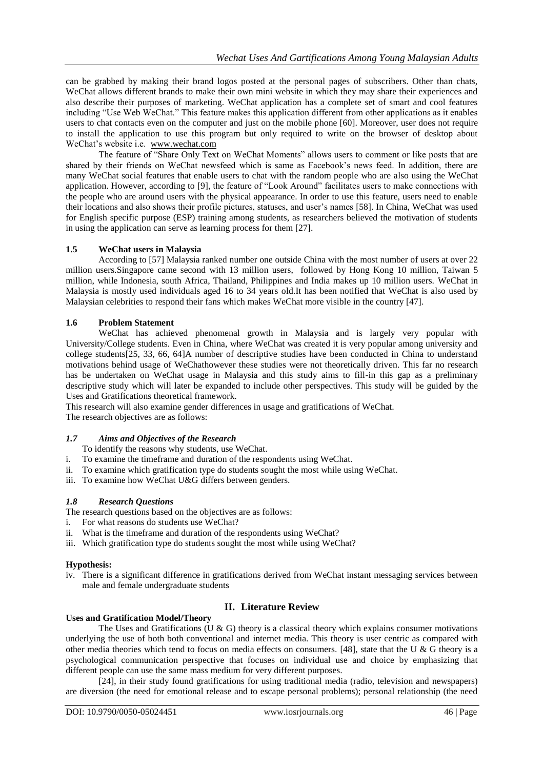can be grabbed by making their brand logos posted at the personal pages of subscribers. Other than chats, WeChat allows different brands to make their own mini website in which they may share their experiences and also describe their purposes of marketing. WeChat application has a complete set of smart and cool features including "Use Web WeChat." This feature makes this application different from other applications as it enables users to chat contacts even on the computer and just on the mobile phone [60]. Moreover, user does not require to install the application to use this program but only required to write on the browser of desktop about WeChat's website i.e. www.wechat.com

The feature of "Share Only Text on WeChat Moments" allows users to comment or like posts that are shared by their friends on WeChat newsfeed which is same as Facebook's news feed. In addition, there are many WeChat social features that enable users to chat with the random people who are also using the WeChat application. However, according to [9], the feature of "Look Around" facilitates users to make connections with the people who are around users with the physical appearance. In order to use this feature, users need to enable their locations and also shows their profile pictures, statuses, and user's names [58]. In China, WeChat was used for English specific purpose (ESP) training among students, as researchers believed the motivation of students in using the application can serve as learning process for them [27].

### 1.5 WeChat users in Malaysia

According to [57] Malaysia ranked number one outside China with the most number of users at over 22 million users.Singapore came second with 13 million users, followed by Hong Kong 10 million, Taiwan 5 million, while Indonesia, south Africa, Thailand, Philippines and India makes up 10 million users. WeChat in Malaysia is mostly used individuals aged 16 to 34 years old.It has been notified that WeChat is also used by Malaysian celebrities to respond their fans which makes WeChat more visible in the country [47].

### 1.6 Problem Statement

WeChat has achieved phenomenal growth in Malaysia and is largely very popular with University/College students. Even in China, where WeChat was created it is very popular among university and college students[25, 33, 66, 64]A number of descriptive studies have been conducted in China to understand motivations behind usage of WeChathowever these studies were not theoretically driven. This far no research has be undertaken on WeChat usage in Malaysia and this study aims to fill-in this gap as a preliminary descriptive study which will later be expanded to include other perspectives. This study will be guided by the Uses and Gratifications theoretical framework.

This research will also examine gender differences in usage and gratifications of WeChat.

The research objectives are as follows:

### *1.7 Aims and Objectives of the Research*

To identify the reasons why students, use WeChat.

i. To examine the timeframe and duration of the respondents using WeChat.
ii. To examine which gratification type do students sought the most while using WeChat.
iii. To examine how WeChat U&G differs between genders.

### *1.8 Research Questions*

The research questions based on the objectives are as follows:

i. For what reasons do students use WeChat?
ii. What is the timeframe and duration of the respondents using WeChat?
iii. Which gratification type do students sought the most while using WeChat?

**Hypothesis:**

iv. There is a significant difference in gratifications derived from WeChat instant messaging services between male and female undergraduate students

## II. Literature Review

**Uses and Gratification Model/Theory**

The Uses and Gratifications (U & G) theory is a classical theory which explains consumer motivations underlying the use of both both conventional and internet media. This theory is user centric as compared with other media theories which tend to focus on media effects on consumers. [48], state that the U & G theory is a psychological communication perspective that focuses on individual use and choice by emphasizing that different people can use the same mass medium for very different purposes.

[24], in their study found gratifications for using traditional media (radio, television and newspapers) are diversion (the need for emotional release and to escape personal problems); personal relationship (the need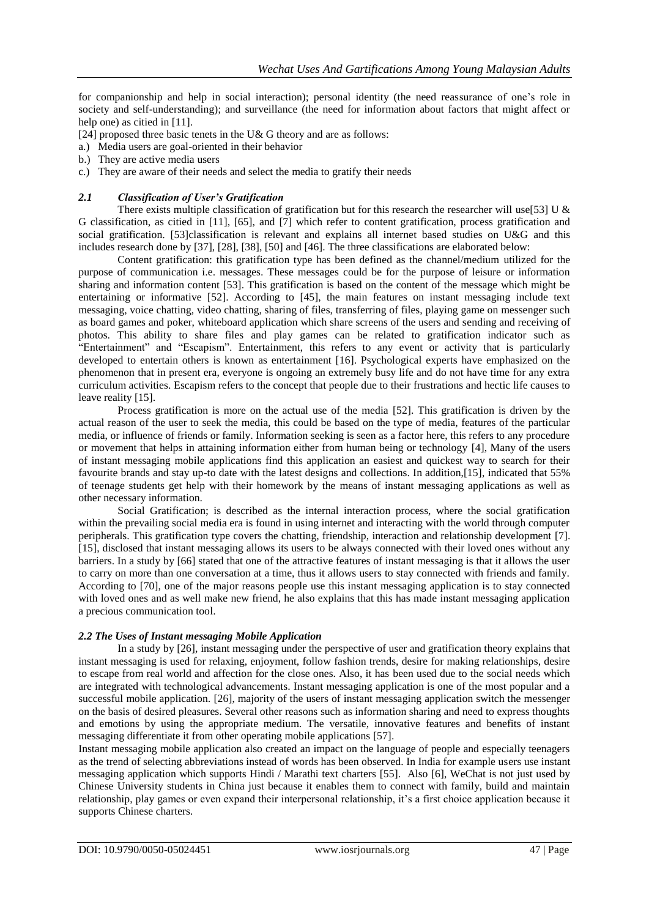for companionship and help in social interaction); personal identity (the need reassurance of one's role in society and self-understanding); and surveillance (the need for information about factors that might affect or help one) as citied in [11].

[24] proposed three basic tenets in the U& G theory and are as follows:

a.) Media users are goal-oriented in their behavior
b.) They are active media users
c.) They are aware of their needs and select the media to gratify their needs

### *2.1 Classification of User's Gratification*

There exists multiple classification of gratification but for this research the researcher will use[53] U & G classification, as citied in [11], [65], and [7] which refer to content gratification, process gratification and social gratification. [53]classification is relevant and explains all internet based studies on U&G and this includes research done by [37], [28], [38], [50] and [46]. The three classifications are elaborated below:

Content gratification: this gratification type has been defined as the channel/medium utilized for the purpose of communication i.e. messages. These messages could be for the purpose of leisure or information sharing and information content [53]. This gratification is based on the content of the message which might be entertaining or informative [52]. According to [45], the main features on instant messaging include text messaging, voice chatting, video chatting, sharing of files, transferring of files, playing game on messenger such as board games and poker, whiteboard application which share screens of the users and sending and receiving of photos. This ability to share files and play games can be related to gratification indicator such as "Entertainment" and "Escapism". Entertainment, this refers to any event or activity that is particularly developed to entertain others is known as entertainment [16]. Psychological experts have emphasized on the phenomenon that in present era, everyone is ongoing an extremely busy life and do not have time for any extra curriculum activities. Escapism refers to the concept that people due to their frustrations and hectic life causes to leave reality [15].

Process gratification is more on the actual use of the media [52]. This gratification is driven by the actual reason of the user to seek the media, this could be based on the type of media, features of the particular media, or influence of friends or family. Information seeking is seen as a factor here, this refers to any procedure or movement that helps in attaining information either from human being or technology [4], Many of the users of instant messaging mobile applications find this application an easiest and quickest way to search for their favourite brands and stay up-to date with the latest designs and collections. In addition,[15], indicated that 55% of teenage students get help with their homework by the means of instant messaging applications as well as other necessary information.

Social Gratification; is described as the internal interaction process, where the social gratification within the prevailing social media era is found in using internet and interacting with the world through computer peripherals. This gratification type covers the chatting, friendship, interaction and relationship development [7]. [15], disclosed that instant messaging allows its users to be always connected with their loved ones without any barriers. In a study by [66] stated that one of the attractive features of instant messaging is that it allows the user to carry on more than one conversation at a time, thus it allows users to stay connected with friends and family. According to [70], one of the major reasons people use this instant messaging application is to stay connected with loved ones and as well make new friend, he also explains that this has made instant messaging application a precious communication tool.

### *2.2 The Uses of Instant messaging Mobile Application*

In a study by [26], instant messaging under the perspective of user and gratification theory explains that instant messaging is used for relaxing, enjoyment, follow fashion trends, desire for making relationships, desire to escape from real world and affection for the close ones. Also, it has been used due to the social needs which are integrated with technological advancements. Instant messaging application is one of the most popular and a successful mobile application. [26], majority of the users of instant messaging application switch the messenger on the basis of desired pleasures. Several other reasons such as information sharing and need to express thoughts and emotions by using the appropriate medium. The versatile, innovative features and benefits of instant messaging differentiate it from other operating mobile applications [57].

Instant messaging mobile application also created an impact on the language of people and especially teenagers as the trend of selecting abbreviations instead of words has been observed. In India for example users use instant messaging application which supports Hindi / Marathi text charters [55]. Also [6], WeChat is not just used by Chinese University students in China just because it enables them to connect with family, build and maintain relationship, play games or even expand their interpersonal relationship, it's a first choice application because it supports Chinese charters.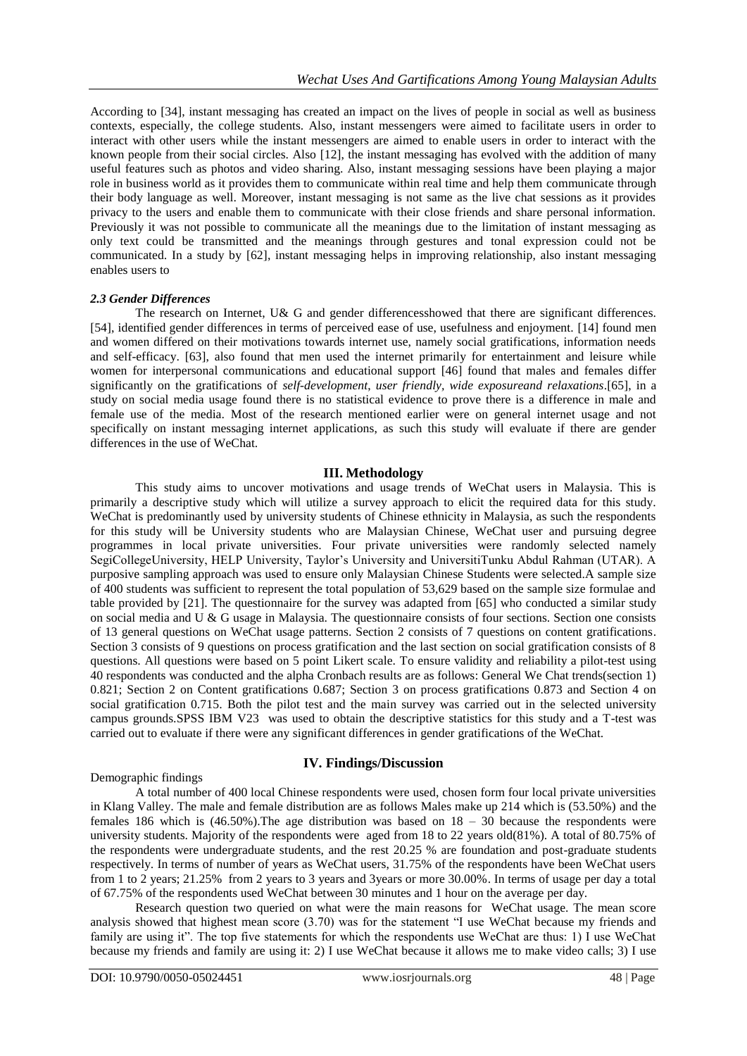According to [34], instant messaging has created an impact on the lives of people in social as well as business contexts, especially, the college students. Also, instant messengers were aimed to facilitate users in order to interact with other users while the instant messengers are aimed to enable users in order to interact with the known people from their social circles. Also [12], the instant messaging has evolved with the addition of many useful features such as photos and video sharing. Also, instant messaging sessions have been playing a major role in business world as it provides them to communicate within real time and help them communicate through their body language as well. Moreover, instant messaging is not same as the live chat sessions as it provides privacy to the users and enable them to communicate with their close friends and share personal information. Previously it was not possible to communicate all the meanings due to the limitation of instant messaging as only text could be transmitted and the meanings through gestures and tonal expression could not be communicated. In a study by [62], instant messaging helps in improving relationship, also instant messaging enables users to

### *2.3 Gender Differences*

The research on Internet, U& G and gender differencesshowed that there are significant differences. [54], identified gender differences in terms of perceived ease of use, usefulness and enjoyment. [14] found men and women differed on their motivations towards internet use, namely social gratifications, information needs and self-efficacy. [63], also found that men used the internet primarily for entertainment and leisure while women for interpersonal communications and educational support [46] found that males and females differ significantly on the gratifications of *self-development, user friendly, wide exposureand relaxations*.[65], in a study on social media usage found there is no statistical evidence to prove there is a difference in male and female use of the media. Most of the research mentioned earlier were on general internet usage and not specifically on instant messaging internet applications, as such this study will evaluate if there are gender differences in the use of WeChat.

## III. Methodology

This study aims to uncover motivations and usage trends of WeChat users in Malaysia. This is primarily a descriptive study which will utilize a survey approach to elicit the required data for this study. WeChat is predominantly used by university students of Chinese ethnicity in Malaysia, as such the respondents for this study will be University students who are Malaysian Chinese, WeChat user and pursuing degree programmes in local private universities. Four private universities were randomly selected namely SegiCollegeUniversity, HELP University, Taylor's University and UniversitiTunku Abdul Rahman (UTAR). A purposive sampling approach was used to ensure only Malaysian Chinese Students were selected.A sample size of 400 students was sufficient to represent the total population of 53,629 based on the sample size formulae and table provided by [21]. The questionnaire for the survey was adapted from [65] who conducted a similar study on social media and U & G usage in Malaysia. The questionnaire consists of four sections. Section one consists of 13 general questions on WeChat usage patterns. Section 2 consists of 7 questions on content gratifications. Section 3 consists of 9 questions on process gratification and the last section on social gratification consists of 8 questions. All questions were based on 5 point Likert scale. To ensure validity and reliability a pilot-test using 40 respondents was conducted and the alpha Cronbach results are as follows: General We Chat trends(section 1) 0.821; Section 2 on Content gratifications 0.687; Section 3 on process gratifications 0.873 and Section 4 on social gratification 0.715. Both the pilot test and the main survey was carried out in the selected university campus grounds.SPSS IBM V23 was used to obtain the descriptive statistics for this study and a T-test was carried out to evaluate if there were any significant differences in gender gratifications of the WeChat.

## IV. Findings/Discussion

Demographic findings

A total number of 400 local Chinese respondents were used, chosen form four local private universities in Klang Valley. The male and female distribution are as follows Males make up 214 which is (53.50%) and the females 186 which is (46.50%).The age distribution was based on 18 – 30 because the respondents were university students. Majority of the respondents were aged from 18 to 22 years old(81%). A total of 80.75% of the respondents were undergraduate students, and the rest 20.25 % are foundation and post-graduate students respectively. In terms of number of years as WeChat users, 31.75% of the respondents have been WeChat users from 1 to 2 years; 21.25% from 2 years to 3 years and 3years or more 30.00%. In terms of usage per day a total of 67.75% of the respondents used WeChat between 30 minutes and 1 hour on the average per day.

Research question two queried on what were the main reasons for WeChat usage. The mean score analysis showed that highest mean score (3.70) was for the statement "I use WeChat because my friends and family are using it". The top five statements for which the respondents use WeChat are thus: 1) I use WeChat because my friends and family are using it: 2) I use WeChat because it allows me to make video calls; 3) I use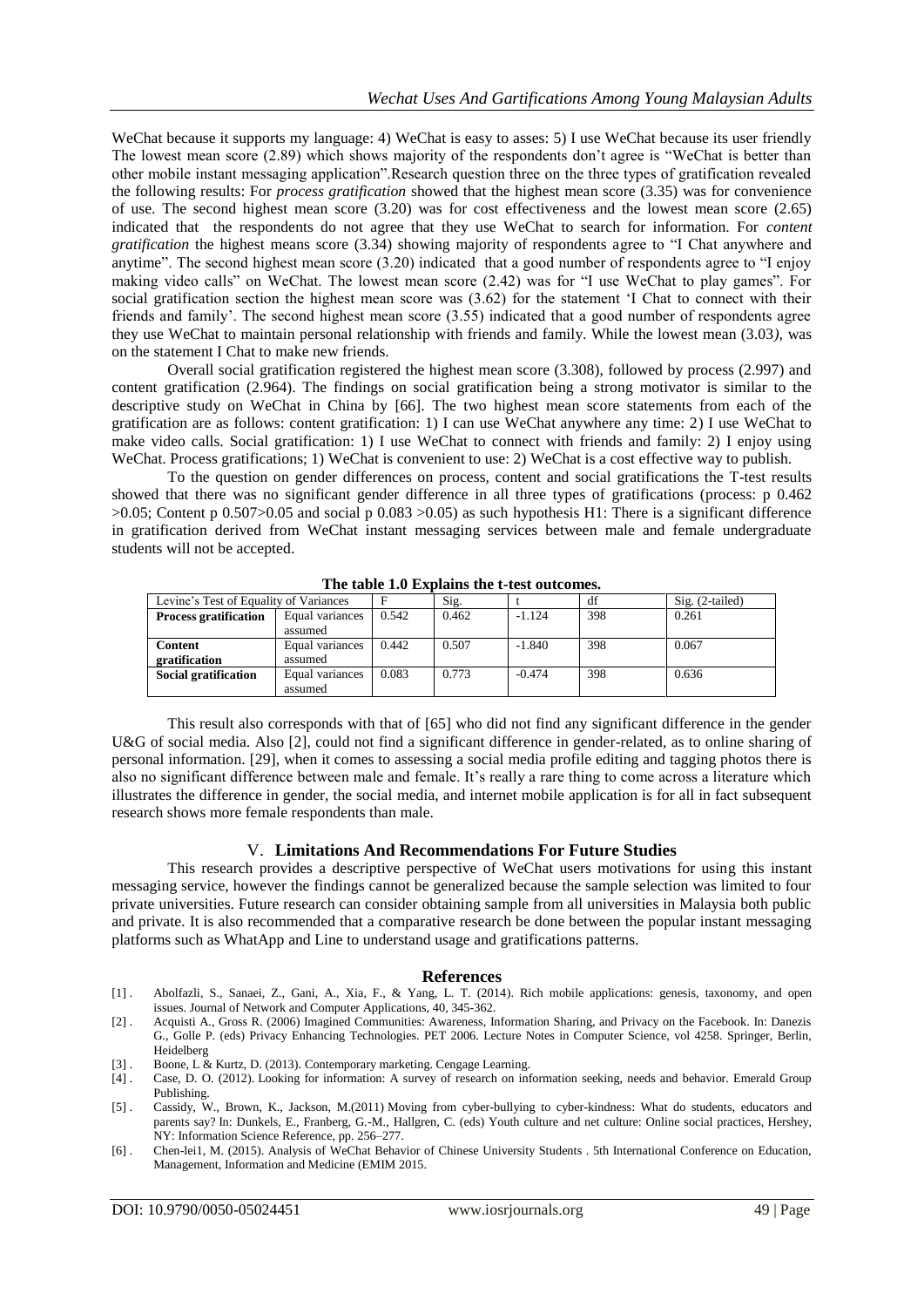WeChat because it supports my language: 4) WeChat is easy to asses: 5) I use WeChat because its user friendly The lowest mean score (2.89) which shows majority of the respondents don't agree is "WeChat is better than other mobile instant messaging application".Research question three on the three types of gratification revealed the following results: For *process gratification* showed that the highest mean score (3.35) was for convenience of use. The second highest mean score (3.20) was for cost effectiveness and the lowest mean score (2.65) indicated that the respondents do not agree that they use WeChat to search for information. For *content gratification* the highest means score (3.34) showing majority of respondents agree to "I Chat anywhere and anytime". The second highest mean score (3.20) indicated that a good number of respondents agree to "I enjoy making video calls" on WeChat. The lowest mean score (2.42) was for "I use WeChat to play games". For social gratification section the highest mean score was (3.62) for the statement 'I Chat to connect with their friends and family'. The second highest mean score (3.55) indicated that a good number of respondents agree they use WeChat to maintain personal relationship with friends and family. While the lowest mean (3.03*)*, was on the statement I Chat to make new friends.

Overall social gratification registered the highest mean score (3.308), followed by process (2.997) and content gratification (2.964). The findings on social gratification being a strong motivator is similar to the descriptive study on WeChat in China by [66]. The two highest mean score statements from each of the gratification are as follows: content gratification: 1) I can use WeChat anywhere any time: 2) I use WeChat to make video calls. Social gratification: 1) I use WeChat to connect with friends and family: 2) I enjoy using WeChat. Process gratifications; 1) WeChat is convenient to use: 2) WeChat is a cost effective way to publish.

To the question on gender differences on process, content and social gratifications the T-test results showed that there was no significant gender difference in all three types of gratifications (process: $p$ 0.462 $>0.05$; Content $p$ $0.507>0.05$ and social $p$ $0.083>0.05$) as such hypothesis H1: There is a significant difference in gratification derived from WeChat instant messaging services between male and female undergraduate students will not be accepted.

**The table 1.0 Explains the t-test outcomes.**

| Levine's Test of Equality of Variances | | F | Sig. | t | df | Sig. (2-tailed) |
|---|---|---|---|---|---|---|
| **Process gratification** | Equal variances assumed | 0.542 | 0.462 | -1.124 | 398 | 0.261 |
| **Content gratification** | Equal variances assumed | 0.442 | 0.507 | -1.840 | 398 | 0.067 |
| **Social gratification** | Equal variances assumed | 0.083 | 0.773 | -0.474 | 398 | 0.636 |

This result also corresponds with that of [65] who did not find any significant difference in the gender U&G of social media. Also [2], could not find a significant difference in gender-related, as to online sharing of personal information. [29], when it comes to assessing a social media profile editing and tagging photos there is also no significant difference between male and female. It's really a rare thing to come across a literature which illustrates the difference in gender, the social media, and internet mobile application is for all in fact subsequent research shows more female respondents than male.

## V. Limitations And Recommendations For Future Studies

This research provides a descriptive perspective of WeChat users motivations for using this instant messaging service, however the findings cannot be generalized because the sample selection was limited to four private universities. Future research can consider obtaining sample from all universities in Malaysia both public and private. It is also recommended that a comparative research be done between the popular instant messaging platforms such as WhatApp and Line to understand usage and gratifications patterns.

## References

[1] . Abolfazli, S., Sanaei, Z., Gani, A., Xia, F., & Yang, L. T. (2014). Rich mobile applications: genesis, taxonomy, and open issues. Journal of Network and Computer Applications, 40, 345-362.

[2] . Acquisti A., Gross R. (2006) Imagined Communities: Awareness, Information Sharing, and Privacy on the Facebook. In: Danezis G., Golle P. (eds) Privacy Enhancing Technologies. PET 2006. Lecture Notes in Computer Science, vol 4258. Springer, Berlin, Heidelberg

[3] . Boone, L & Kurtz, D. (2013). Contemporary marketing. Cengage Learning.

[4] . Case, D. O. (2012). Looking for information: A survey of research on information seeking, needs and behavior. Emerald Group Publishing.

[5] . Cassidy, W., Brown, K., Jackson, M.(2011) Moving from cyber-bullying to cyber-kindness: What do students, educators and parents say? In: Dunkels, E., Franberg, G.-M., Hallgren, C. (eds) Youth culture and net culture: Online social practices, Hershey, NY: Information Science Reference, pp. 256–277.

[6] . Chen-lei1, M. (2015). Analysis of WeChat Behavior of Chinese University Students . 5th International Conference on Education, Management, Information and Medicine (EMIM 2015.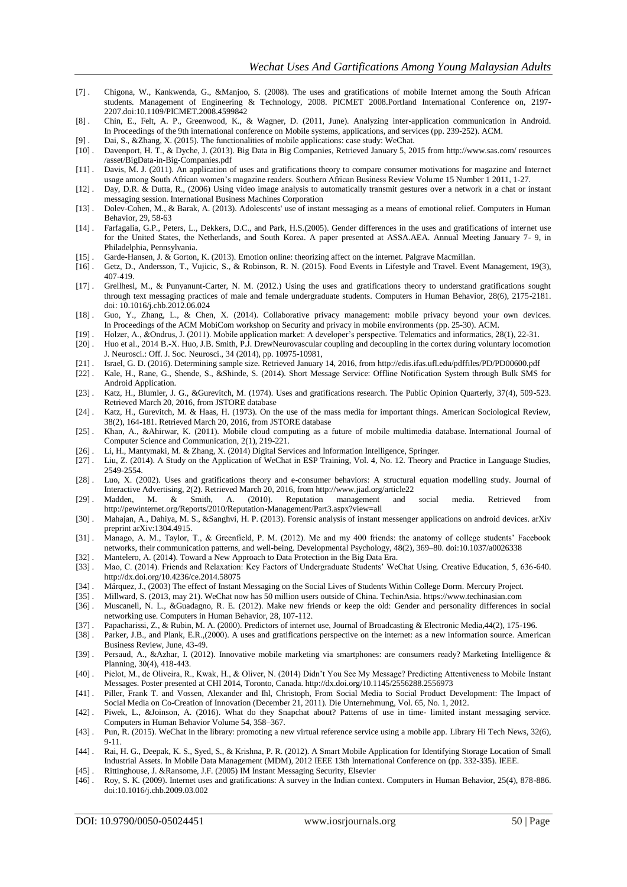[7] . Chigona, W., Kankwenda, G., &Manjoo, S. (2008). The uses and gratifications of mobile Internet among the South African students. Management of Engineering & Technology, 2008. PICMET 2008.Portland International Conference on, 2197-2207.doi:10.1109/PICMET.2008.4599842

[8] . Chin, E., Felt, A. P., Greenwood, K., & Wagner, D. (2011, June). Analyzing inter-application communication in Android. In Proceedings of the 9th international conference on Mobile systems, applications, and services (pp. 239-252). ACM.

[9] . Dai, S., &Zhang, X. (2015). The functionalities of mobile applications: case study: WeChat.

[10] . Davenport, H. T., & Dyche, J. (2013). Big Data in Big Companies, Retrieved January 5, 2015 from http://www.sas.com/ resources /asset/BigData-in-Big-Companies.pdf

[11] . Davis, M. J. (2011). An application of uses and gratifications theory to compare consumer motivations for magazine and Internet usage among South African women's magazine readers. Southern African Business Review Volume 15 Number 1 2011, 1-27.

[12] . Day, D.R. & Dutta, R., (2006) Using video image analysis to automatically transmit gestures over a network in a chat or instant messaging session. International Business Machines Corporation

[13] . Dolev-Cohen, M., & Barak, A. (2013). Adolescents' use of instant messaging as a means of emotional relief. Computers in Human Behavior, 29, 58-63

[14] . Farfagalia, G.P., Peters, L., Dekkers, D.C., and Park, H.S.(2005). Gender differences in the uses and gratifications of internet use for the United States, the Netherlands, and South Korea. A paper presented at ASSA.AEA. Annual Meeting January 7- 9, in Philadelphia, Pennsylvania.

[15] . Garde-Hansen, J. & Gorton, K. (2013). Emotion online: theorizing affect on the internet. Palgrave Macmillan.

[16] . Getz, D., Andersson, T., Vujicic, S., & Robinson, R. N. (2015). Food Events in Lifestyle and Travel. Event Management, 19(3), 407-419.

[17] . Grellhesl, M., & Punyanunt-Carter, N. M. (2012.) Using the uses and gratifications theory to understand gratifications sought through text messaging practices of male and female undergraduate students. Computers in Human Behavior, 28(6), 2175-2181. doi: 10.1016/j.chb.2012.06.024

[18] . Guo, Y., Zhang, L., & Chen, X. (2014). Collaborative privacy management: mobile privacy beyond your own devices. In Proceedings of the ACM MobiCom workshop on Security and privacy in mobile environments (pp. 25-30). ACM.

[19] . Holzer, A., &Ondrus, J. (2011). Mobile application market: A developer's perspective. Telematics and informatics, 28(1), 22-31.

[20] . Huo et al., 2014 B.-X. Huo, J.B. Smith, P.J. DrewNeurovascular coupling and decoupling in the cortex during voluntary locomotion J. Neurosci.: Off. J. Soc. Neurosci., 34 (2014), pp. 10975-10981,

[21] . Israel, G. D. (2016). Determining sample size. Retrieved January 14, 2016, from http://edis.ifas.ufl.edu/pdffiles/PD/PD00600.pdf

[22] . Kale, H., Rane, G., Shende, S., &Shinde, S. (2014). Short Message Service: Offline Notification System through Bulk SMS for Android Application.

[23] . Katz, H., Blumler, J. G., &Gurevitch, M. (1974). Uses and gratifications research. The Public Opinion Quarterly, 37(4), 509-523. Retrieved March 20, 2016, from JSTORE database

[24] . Katz, H., Gurevitch, M. & Haas, H. (1973). On the use of the mass media for important things. American Sociological Review, 38(2), 164-181. Retrieved March 20, 2016, from JSTORE database

[25] . Khan, A., &Ahirwar, K. (2011). Mobile cloud computing as a future of mobile multimedia database. International Journal of Computer Science and Communication, 2(1), 219-221.

[26] . Li, H., Mantymaki, M. & Zhang, X. (2014) Digital Services and Information Intelligence, Springer.

[27] . Liu, Z. (2014). A Study on the Application of WeChat in ESP Training, Vol. 4, No. 12. Theory and Practice in Language Studies, 2549-2554.

[28] . Luo, X. (2002). Uses and gratifications theory and e-consumer behaviors: A structural equation modelling study. Journal of Interactive Advertising, 2(2). Retrieved March 20, 2016, from http://www.jiad.org/article22

[29] . Madden, M. & Smith, A. (2010). Reputation management and social media. Retrieved from http://pewinternet.org/Reports/2010/Reputation-Management/Part3.aspx?view=all

[30] . Mahajan, A., Dahiya, M. S., &Sanghvi, H. P. (2013). Forensic analysis of instant messenger applications on android devices. arXiv preprint arXiv:1304.4915.

[31] . Manago, A. M., Taylor, T., & Greenfield, P. M. (2012). Me and my 400 friends: the anatomy of college students' Facebook networks, their communication patterns, and well-being. Developmental Psychology, 48(2), 369–80. doi:10.1037/a0026338

[32] . Mantelero, A. (2014). Toward a New Approach to Data Protection in the Big Data Era.

[33] . Mao, C. (2014). Friends and Relaxation: Key Factors of Undergraduate Students' WeChat Using. Creative Education, 5, 636-640. http://dx.doi.org/10.4236/ce.2014.58075

[34] . Márquez, J., (2003) The effect of Instant Messaging on the Social Lives of Students Within College Dorm. Mercury Project.

[35] . Millward, S. (2013, may 21). WeChat now has 50 million users outside of China. TechinAsia. https://www.techinasian.com

[36] . Muscanell, N. L., &Guadagno, R. E. (2012). Make new friends or keep the old: Gender and personality differences in social networking use. Computers in Human Behavior, 28, 107-112.

[37] . Papacharissi, Z., & Rubin, M. A. (2000). Predictors of internet use, Journal of Broadcasting & Electronic Media,44(2), 175-196.

[38] . Parker, J.B., and Plank, E.R.,(2000). A uses and gratifications perspective on the internet: as a new information source. American Business Review, June, 43-49.

[39] . Persaud, A., &Azhar, I. (2012). Innovative mobile marketing via smartphones: are consumers ready? Marketing Intelligence & Planning, 30(4), 418-443.

[40] . Pielot, M., de Oliveira, R., Kwak, H., & Oliver, N. (2014) Didn't You See My Message? Predicting Attentiveness to Mobile Instant Messages. Poster presented at CHI 2014, Toronto, Canada. http://dx.doi.org/10.1145/2556288.2556973

[41] . Piller, Frank T. and Vossen, Alexander and Ihl, Christoph, From Social Media to Social Product Development: The Impact of Social Media on Co-Creation of Innovation (December 21, 2011). Die Unternehmung, Vol. 65, No. 1, 2012.

[42] . Piwek, L., &Joinson, A. (2016). What do they Snapchat about? Patterns of use in time- limited instant messaging service. Computers in Human Behavior Volume 54, 358–367.

[43] . Pun, R. (2015). WeChat in the library: promoting a new virtual reference service using a mobile app. Library Hi Tech News, 32(6), 9-11.

[44] . Rai, H. G., Deepak, K. S., Syed, S., & Krishna, P. R. (2012). A Smart Mobile Application for Identifying Storage Location of Small Industrial Assets. In Mobile Data Management (MDM), 2012 IEEE 13th International Conference on (pp. 332-335). IEEE.

[45] . Rittinghouse, J. &Ransome, J.F. (2005) IM Instant Messaging Security, Elsevier

[46] . Roy, S. K. (2009). Internet uses and gratifications: A survey in the Indian context. Computers in Human Behavior, 25(4), 878-886. doi:10.1016/j.chb.2009.03.002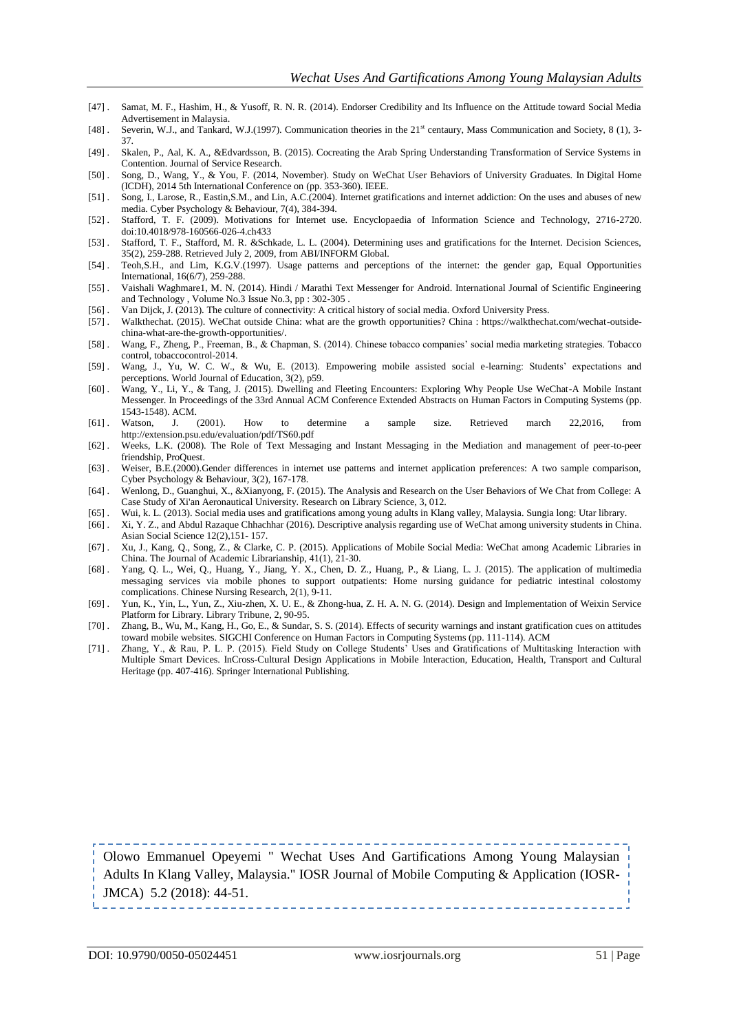[47] . Samat, M. F., Hashim, H., & Yusoff, R. N. R. (2014). Endorser Credibility and Its Influence on the Attitude toward Social Media Advertisement in Malaysia.

[48] . Severin, W.J., and Tankard, W.J.(1997). Communication theories in the 21st centaury, Mass Communication and Society, 8 (1), 3-37.

[49] . Skalen, P., Aal, K. A., &Edvardsson, B. (2015). Cocreating the Arab Spring Understanding Transformation of Service Systems in Contention. Journal of Service Research.

[50] . Song, D., Wang, Y., & You, F. (2014, November). Study on WeChat User Behaviors of University Graduates. In Digital Home (ICDH), 2014 5th International Conference on (pp. 353-360). IEEE.

[51] . Song, I., Larose, R., Eastin,S.M., and Lin, A.C.(2004). Internet gratifications and internet addiction: On the uses and abuses of new media. Cyber Psychology & Behaviour, 7(4), 384-394.

[52] . Stafford, T. F. (2009). Motivations for Internet use. Encyclopaedia of Information Science and Technology, 2716-2720. doi:10.4018/978-160566-026-4.ch433

[53] . Stafford, T. F., Stafford, M. R. &Schkade, L. L. (2004). Determining uses and gratifications for the Internet. Decision Sciences, 35(2), 259-288. Retrieved July 2, 2009, from ABI/INFORM Global.

[54] . Teoh,S.H., and Lim, K.G.V.(1997). Usage patterns and perceptions of the internet: the gender gap, Equal Opportunities International, 16(6/7), 259-288.

[55] . Vaishali Waghmare1, M. N. (2014). Hindi / Marathi Text Messenger for Android. International Journal of Scientific Engineering and Technology , Volume No.3 Issue No.3, pp : 302-305 .

[56] . Van Dijck, J. (2013). The culture of connectivity: A critical history of social media. Oxford University Press.

[57] . Walkthechat. (2015). WeChat outside China: what are the growth opportunities? China : https://walkthechat.com/wechat-outside-china-what-are-the-growth-opportunities/.

[58] . Wang, F., Zheng, P., Freeman, B., & Chapman, S. (2014). Chinese tobacco companies' social media marketing strategies. Tobacco control, tobaccocontrol-2014.

[59] . Wang, J., Yu, W. C. W., & Wu, E. (2013). Empowering mobile assisted social e-learning: Students' expectations and perceptions. World Journal of Education, 3(2), p59.

[60] . Wang, Y., Li, Y., & Tang, J. (2015). Dwelling and Fleeting Encounters: Exploring Why People Use WeChat-A Mobile Instant Messenger. In Proceedings of the 33rd Annual ACM Conference Extended Abstracts on Human Factors in Computing Systems (pp. 1543-1548). ACM.

[61] . Watson, J. (2001). How to determine a sample size. Retrieved march 22,2016, from http://extension.psu.edu/evaluation/pdf/TS60.pdf

[62] . Weeks, L.K. (2008). The Role of Text Messaging and Instant Messaging in the Mediation and management of peer-to-peer friendship, ProQuest.

[63] . Weiser, B.E.(2000).Gender differences in internet use patterns and internet application preferences: A two sample comparison, Cyber Psychology & Behaviour, 3(2), 167-178.

[64] . Wenlong, D., Guanghui, X., &Xianyong, F. (2015). The Analysis and Research on the User Behaviors of We Chat from College: A Case Study of Xi'an Aeronautical University. Research on Library Science, 3, 012.

[65] . Wui, k. L. (2013). Social media uses and gratifications among young adults in Klang valley, Malaysia. Sungia long: Utar library.

[66] . Xi, Y. Z., and Abdul Razaque Chhachhar (2016). Descriptive analysis regarding use of WeChat among university students in China. Asian Social Science 12(2),151- 157.

[67] . Xu, J., Kang, Q., Song, Z., & Clarke, C. P. (2015). Applications of Mobile Social Media: WeChat among Academic Libraries in China. The Journal of Academic Librarianship, 41(1), 21-30.

[68] . Yang, Q. L., Wei, Q., Huang, Y., Jiang, Y. X., Chen, D. Z., Huang, P., & Liang, L. J. (2015). The application of multimedia messaging services via mobile phones to support outpatients: Home nursing guidance for pediatric intestinal colostomy complications. Chinese Nursing Research, 2(1), 9-11.

[69] . Yun, K., Yin, L., Yun, Z., Xiu-zhen, X. U. E., & Zhong-hua, Z. H. A. N. G. (2014). Design and Implementation of Weixin Service Platform for Library. Library Tribune, 2, 90-95.

[70] . Zhang, B., Wu, M., Kang, H., Go, E., & Sundar, S. S. (2014). Effects of security warnings and instant gratification cues on attitudes toward mobile websites. SIGCHI Conference on Human Factors in Computing Systems (pp. 111-114). ACM

[71] . Zhang, Y., & Rau, P. L. P. (2015). Field Study on College Students' Uses and Gratifications of Multitasking Interaction with Multiple Smart Devices. InCross-Cultural Design Applications in Mobile Interaction, Education, Health, Transport and Cultural Heritage (pp. 407-416). Springer International Publishing.

Olowo Emmanuel Opeyemi " Wechat Uses And Gartifications Among Young Malaysian Adults In Klang Valley, Malaysia." IOSR Journal of Mobile Computing & Application (IOSR-JMCA) 5.2 (2018): 44-51.